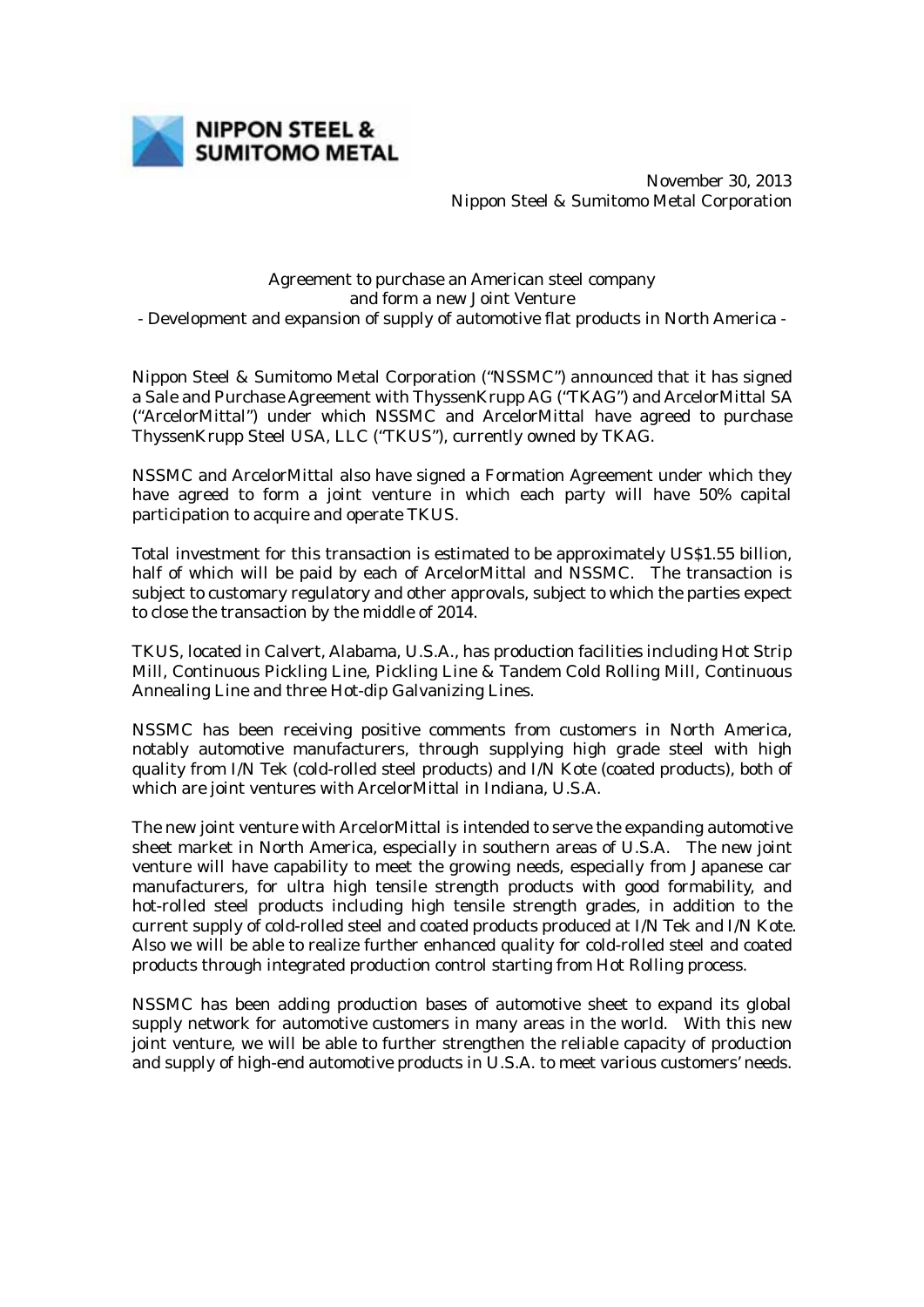**NIPPON STEEL & SUMITOMO METAL**

November 30, 2013
Nippon Steel & Sumitomo Metal Corporation

# Agreement to purchase an American steel company and form a new Joint Venture

## - Development and expansion of supply of automotive flat products in North America -

Nippon Steel & Sumitomo Metal Corporation ("NSSMC") announced that it has signed a Sale and Purchase Agreement with ThyssenKrupp AG ("TKAG") and ArcelorMittal SA ("ArcelorMittal") under which NSSMC and ArcelorMittal have agreed to purchase ThyssenKrupp Steel USA, LLC ("TKUS"), currently owned by TKAG.

NSSMC and ArcelorMittal also have signed a Formation Agreement under which they have agreed to form a joint venture in which each party will have 50% capital participation to acquire and operate TKUS.

Total investment for this transaction is estimated to be approximately US$1.55 billion, half of which will be paid by each of ArcelorMittal and NSSMC. The transaction is subject to customary regulatory and other approvals, subject to which the parties expect to close the transaction by the middle of 2014.

TKUS, located in Calvert, Alabama, U.S.A., has production facilities including Hot Strip Mill, Continuous Pickling Line, Pickling Line & Tandem Cold Rolling Mill, Continuous Annealing Line and three Hot-dip Galvanizing Lines.

NSSMC has been receiving positive comments from customers in North America, notably automotive manufacturers, through supplying high grade steel with high quality from I/N Tek (cold-rolled steel products) and I/N Kote (coated products), both of which are joint ventures with ArcelorMittal in Indiana, U.S.A.

The new joint venture with ArcelorMittal is intended to serve the expanding automotive sheet market in North America, especially in southern areas of U.S.A. The new joint venture will have capability to meet the growing needs, especially from Japanese car manufacturers, for ultra high tensile strength products with good formability, and hot-rolled steel products including high tensile strength grades, in addition to the current supply of cold-rolled steel and coated products produced at I/N Tek and I/N Kote. Also we will be able to realize further enhanced quality for cold-rolled steel and coated products through integrated production control starting from Hot Rolling process.

NSSMC has been adding production bases of automotive sheet to expand its global supply network for automotive customers in many areas in the world. With this new joint venture, we will be able to further strengthen the reliable capacity of production and supply of high-end automotive products in U.S.A. to meet various customers' needs.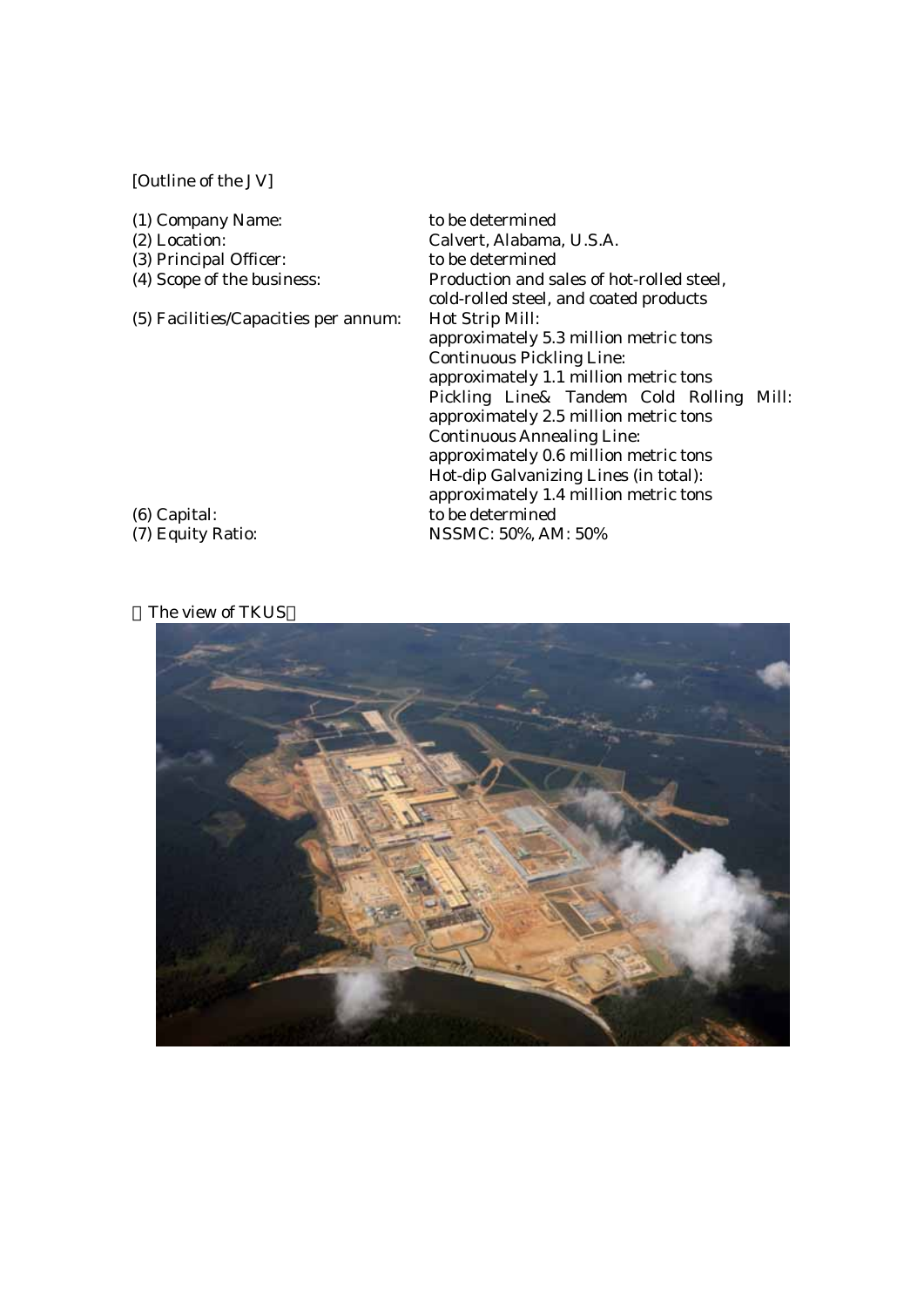[Outline of the JV]

| | |
|---|---|
| (1) Company Name: | to be determined |
| (2) Location: | Calvert, Alabama, U.S.A. |
| (3) Principal Officer: | to be determined |
| (4) Scope of the business: | Production and sales of hot-rolled steel, cold-rolled steel, and coated products |
| (5) Facilities/Capacities per annum: | Hot Strip Mill: approximately 5.3 million metric tons<br>Continuous Pickling Line: approximately 1.1 million metric tons<br>Pickling Line& Tandem Cold Rolling Mill: approximately 2.5 million metric tons<br>Continuous Annealing Line: approximately 0.6 million metric tons<br>Hot-dip Galvanizing Lines (in total): approximately 1.4 million metric tons |
| (6) Capital: | to be determined |
| (7) Equity Ratio: | NSSMC: 50%, AM: 50% |

【The view of TKUS】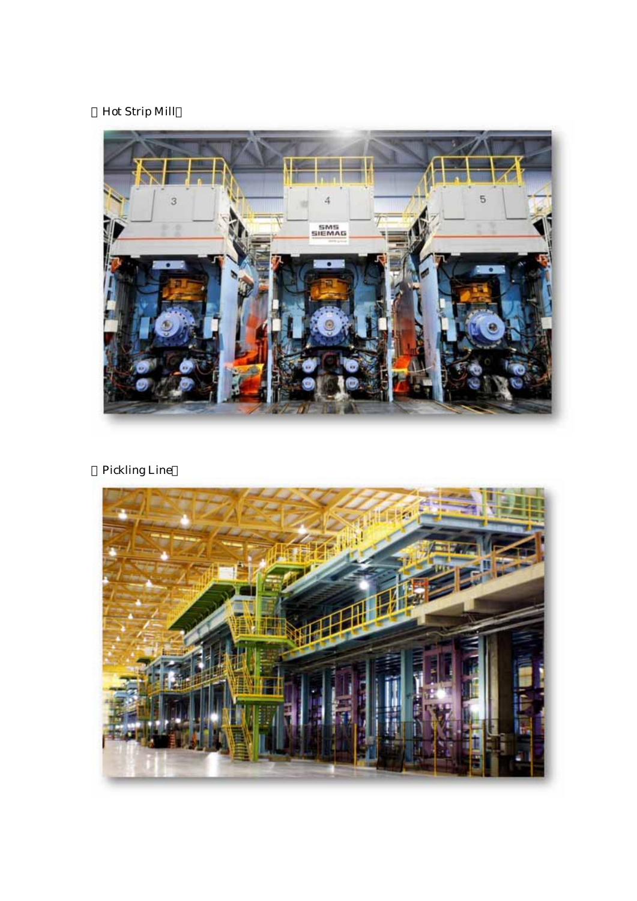【Hot Strip Mill】

【Pickling Line】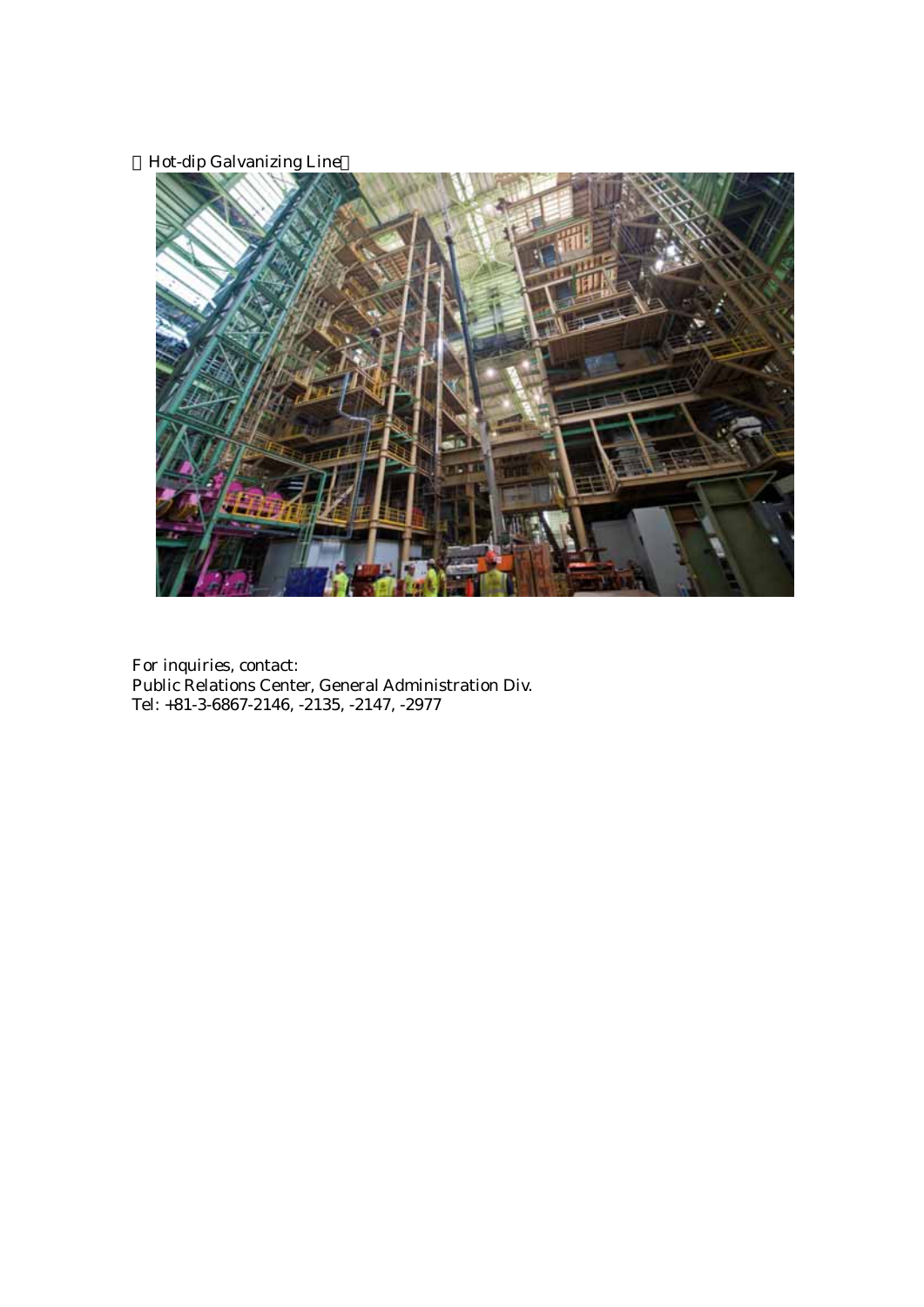【Hot-dip Galvanizing Line】

For inquiries, contact:
Public Relations Center, General Administration Div.
Tel: +81-3-6867-2146, -2135, -2147, -2977